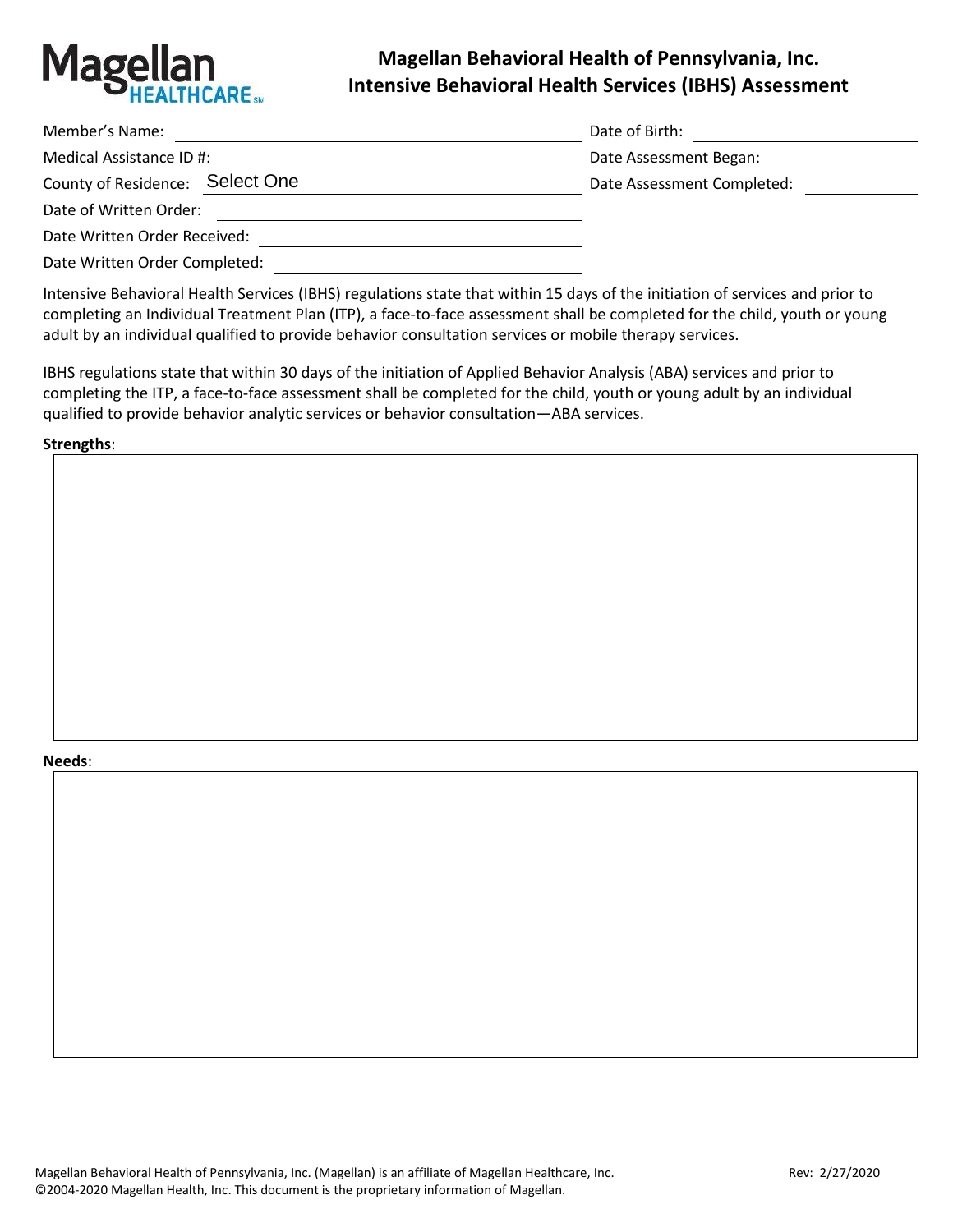Magellan HEALTHCARE

# Magellan Behavioral Health of Pennsylvania, Inc.
# Intensive Behavioral Health Services (IBHS) Assessment

Member's Name: ______________________ Date of Birth: ______________________

Medical Assistance ID #: ______________________ Date Assessment Began: ______________________

County of Residence: Select One Date Assessment Completed: ______________________

Date of Written Order: ______________________

Date Written Order Received: ______________________

Date Written Order Completed: ______________________

Intensive Behavioral Health Services (IBHS) regulations state that within 15 days of the initiation of services and prior to completing an Individual Treatment Plan (ITP), a face-to-face assessment shall be completed for the child, youth or young adult by an individual qualified to provide behavior consultation services or mobile therapy services.

IBHS regulations state that within 30 days of the initiation of Applied Behavior Analysis (ABA) services and prior to completing the ITP, a face-to-face assessment shall be completed for the child, youth or young adult by an individual qualified to provide behavior analytic services or behavior consultation—ABA services.

**Strengths**:

**Needs**:

Magellan Behavioral Health of Pennsylvania, Inc. (Magellan) is an affiliate of Magellan Healthcare, Inc. Rev: 2/27/2020
©2004-2020 Magellan Health, Inc. This document is the proprietary information of Magellan.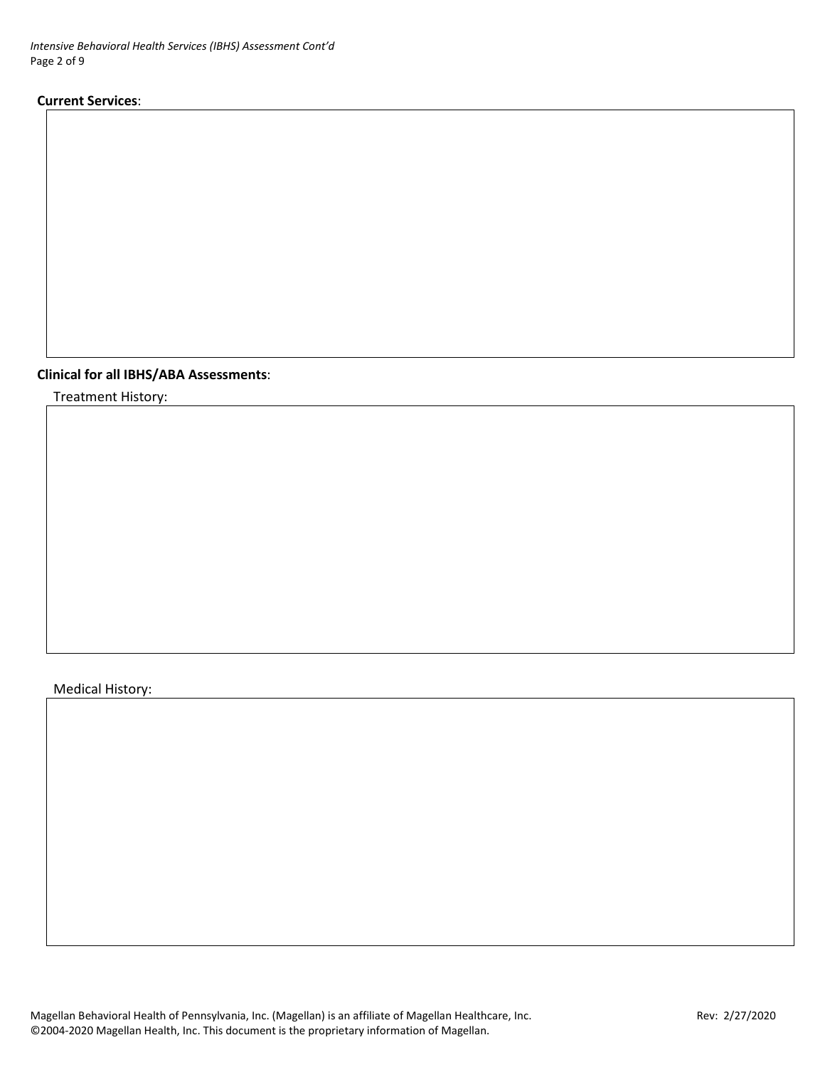**Current Services**:

**Clinical for all IBHS/ABA Assessments**:

Treatment History:

Medical History:

Magellan Behavioral Health of Pennsylvania, Inc. (Magellan) is an affiliate of Magellan Healthcare, Inc.
©2004-2020 Magellan Health, Inc. This document is the proprietary information of Magellan.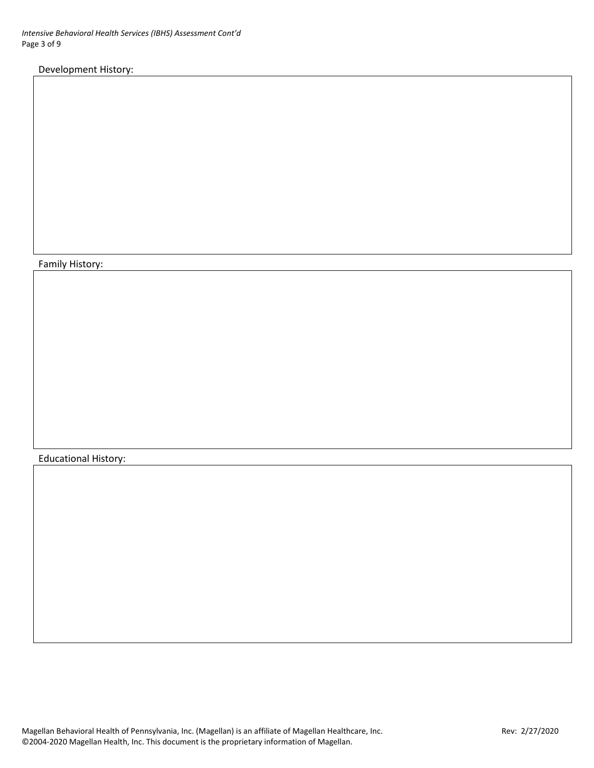Development History:

Family History:

Educational History: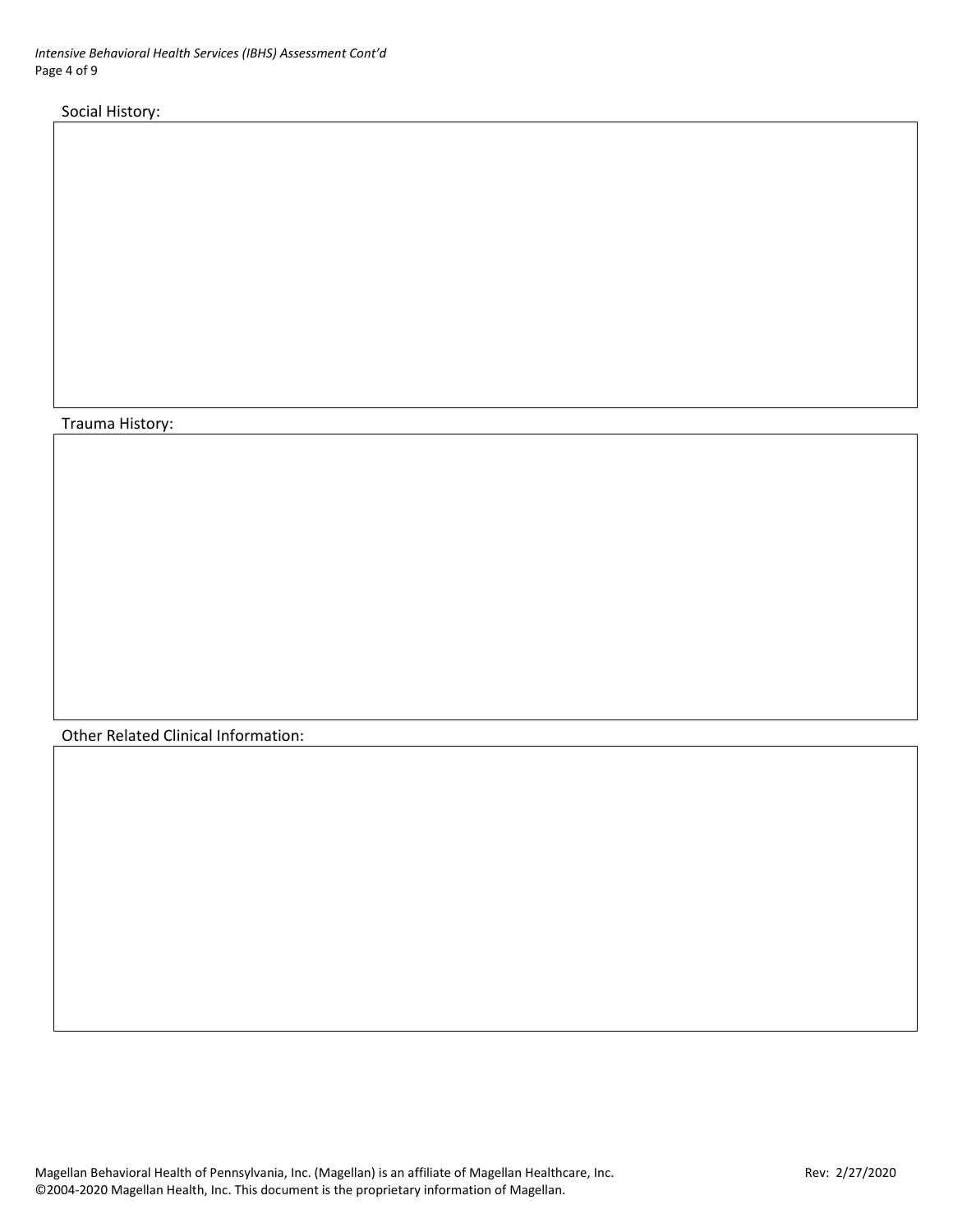Social History:

Trauma History:

Other Related Clinical Information: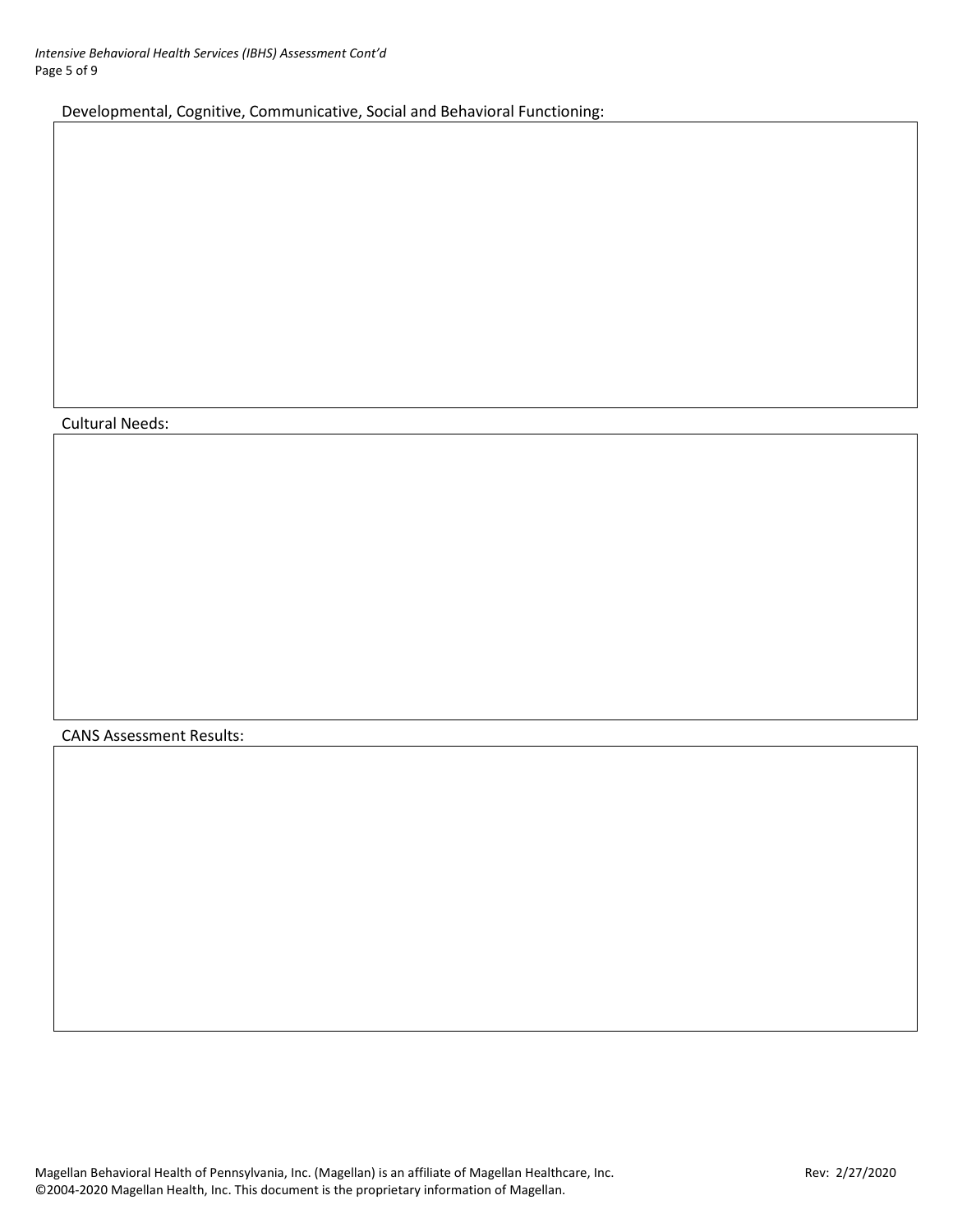Developmental, Cognitive, Communicative, Social and Behavioral Functioning:

Cultural Needs:

CANS Assessment Results: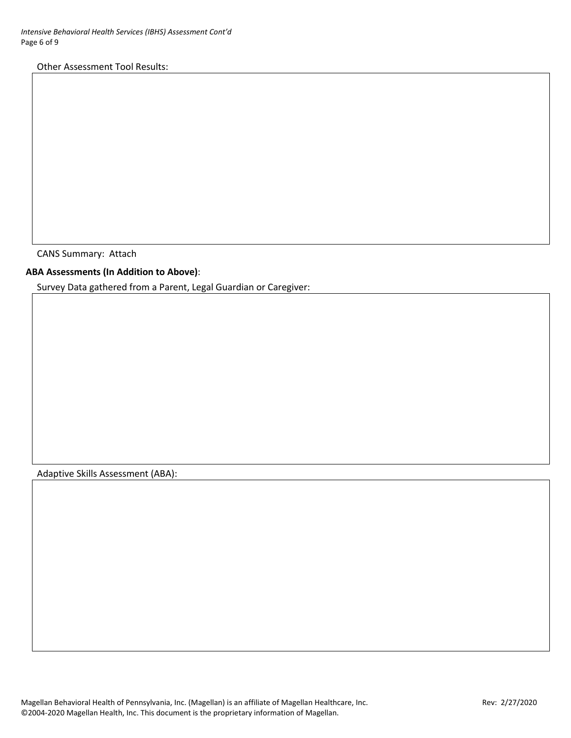Other Assessment Tool Results:

CANS Summary: Attach

**ABA Assessments (In Addition to Above)**:

Survey Data gathered from a Parent, Legal Guardian or Caregiver:

Adaptive Skills Assessment (ABA):

Magellan Behavioral Health of Pennsylvania, Inc. (Magellan) is an affiliate of Magellan Healthcare, Inc.
©2004-2020 Magellan Health, Inc. This document is the proprietary information of Magellan.

Rev: 2/27/2020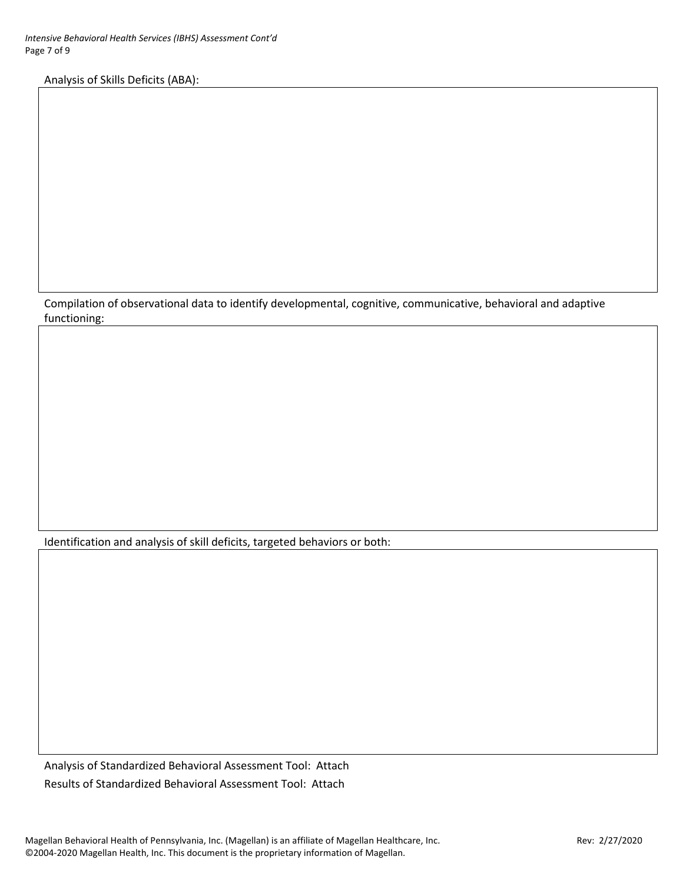Analysis of Skills Deficits (ABA):

| |
|---|
| |

Compilation of observational data to identify developmental, cognitive, communicative, behavioral and adaptive functioning:

| |
|---|
| |

Identification and analysis of skill deficits, targeted behaviors or both:

| |
|---|
| |

Analysis of Standardized Behavioral Assessment Tool: Attach

Results of Standardized Behavioral Assessment Tool: Attach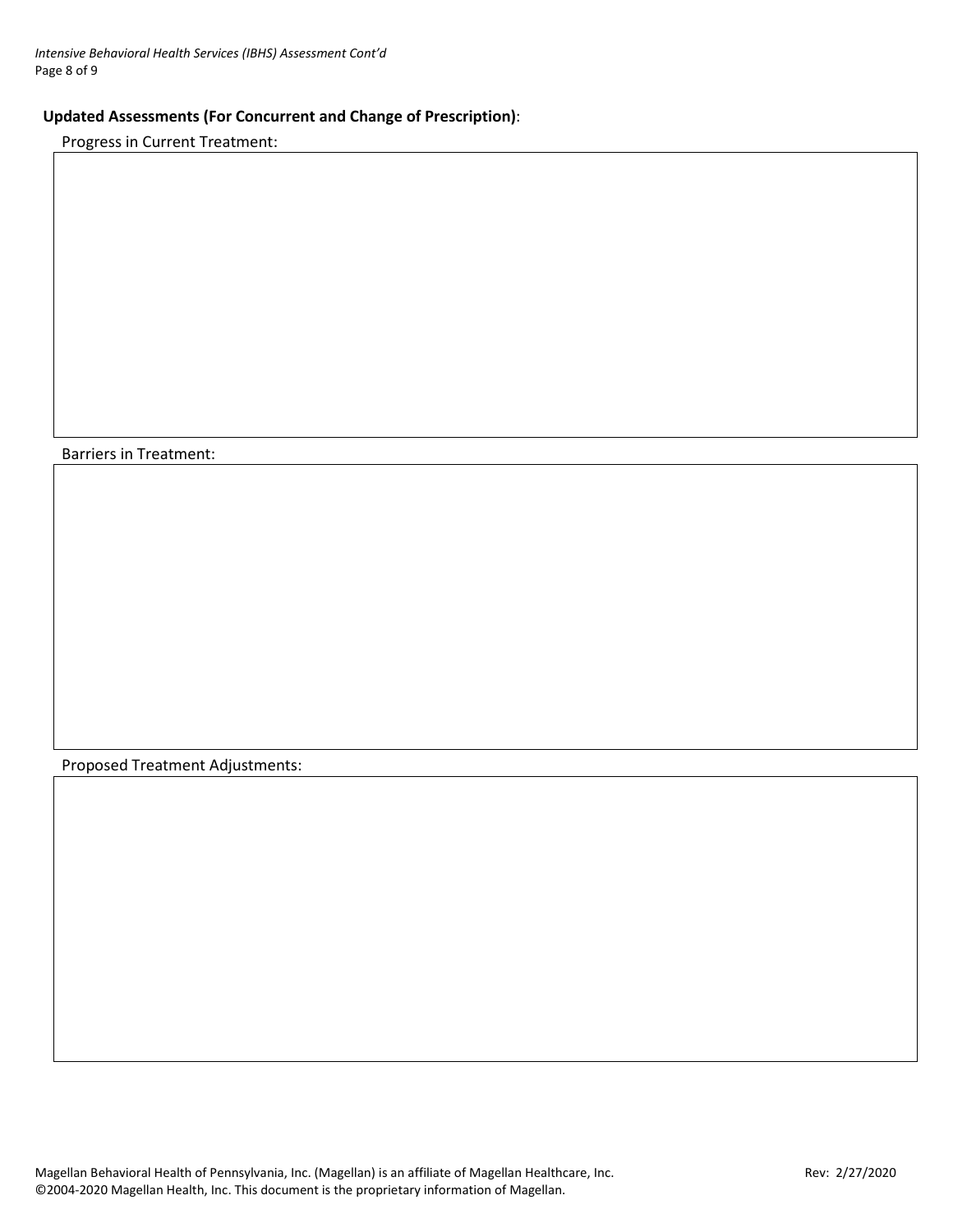**Updated Assessments (For Concurrent and Change of Prescription)**:

Progress in Current Treatment:

Barriers in Treatment:

Proposed Treatment Adjustments: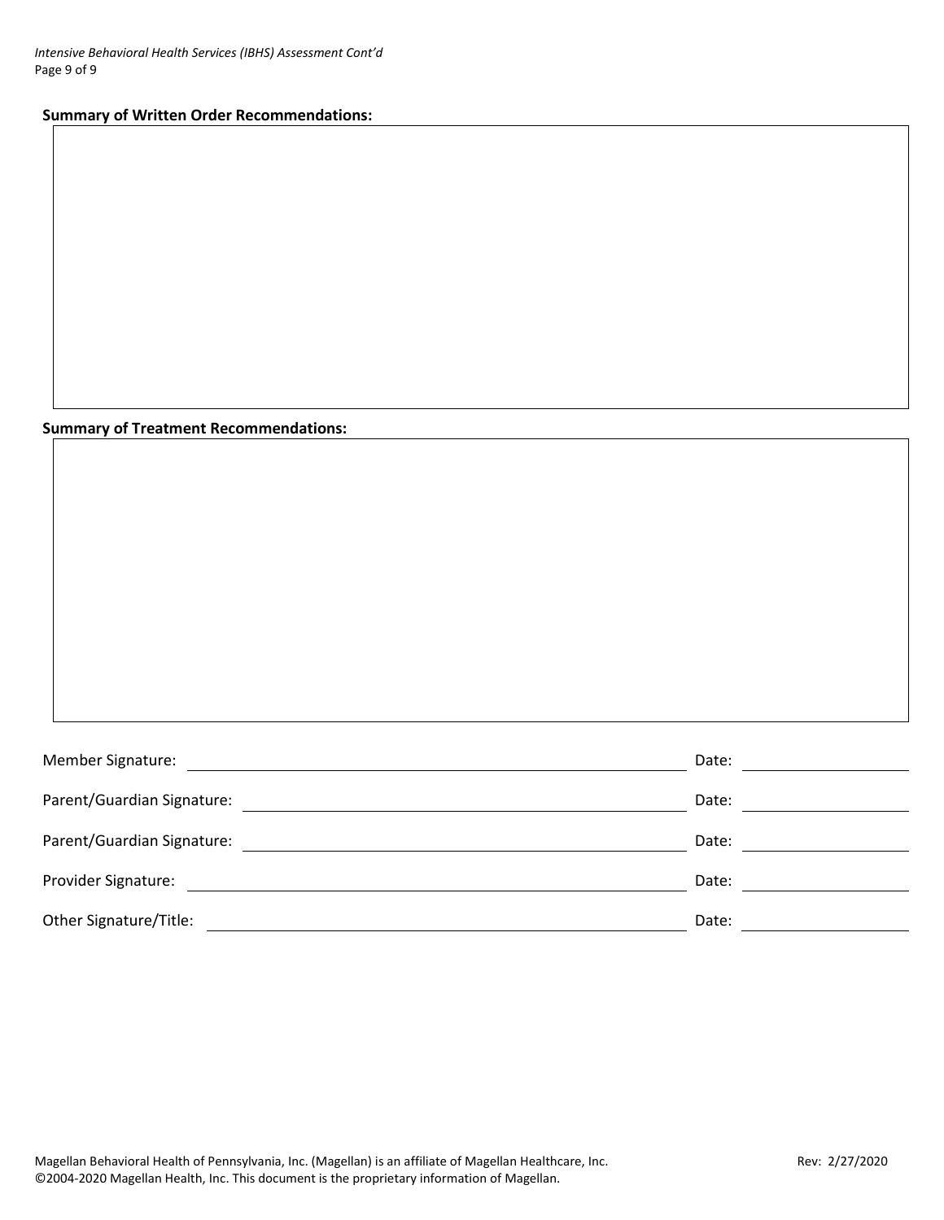**Summary of Written Order Recommendations:**

**Summary of Treatment Recommendations:**

Member Signature: \_\_\_\_\_\_\_\_\_\_\_\_\_\_\_\_\_\_\_\_ Date: \_\_\_\_\_\_\_\_\_\_

Parent/Guardian Signature: \_\_\_\_\_\_\_\_\_\_\_\_\_\_\_\_\_\_\_\_ Date: \_\_\_\_\_\_\_\_\_\_

Parent/Guardian Signature: \_\_\_\_\_\_\_\_\_\_\_\_\_\_\_\_\_\_\_\_ Date: \_\_\_\_\_\_\_\_\_\_

Provider Signature: \_\_\_\_\_\_\_\_\_\_\_\_\_\_\_\_\_\_\_\_ Date: \_\_\_\_\_\_\_\_\_\_

Other Signature/Title: \_\_\_\_\_\_\_\_\_\_\_\_\_\_\_\_\_\_\_\_ Date: \_\_\_\_\_\_\_\_\_\_

Magellan Behavioral Health of Pennsylvania, Inc. (Magellan) is an affiliate of Magellan Healthcare, Inc.
©2004-2020 Magellan Health, Inc. This document is the proprietary information of Magellan.

Rev: 2/27/2020